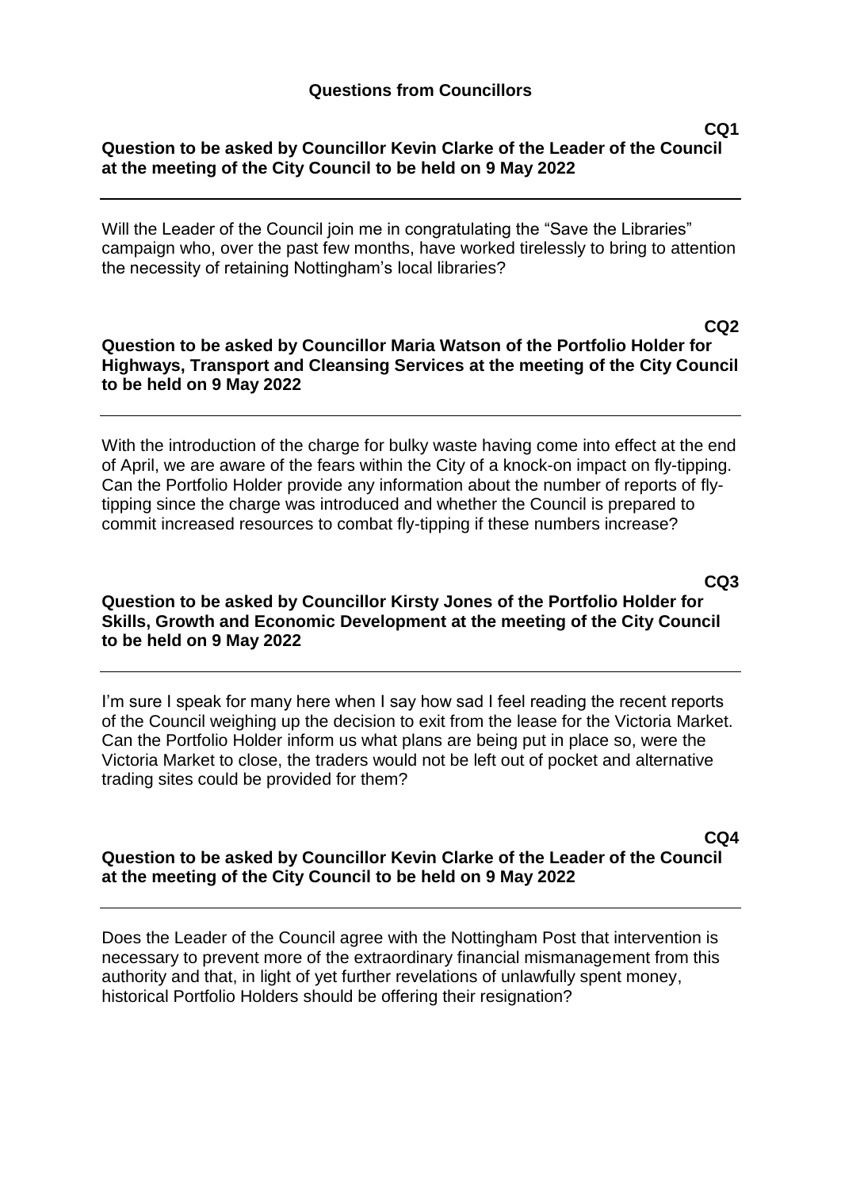# Questions from Councillors

**CQ1**

**Question to be asked by Councillor Kevin Clarke of the Leader of the Council at the meeting of the City Council to be held on 9 May 2022**

---

Will the Leader of the Council join me in congratulating the "Save the Libraries" campaign who, over the past few months, have worked tirelessly to bring to attention the necessity of retaining Nottingham's local libraries?

**CQ2**

**Question to be asked by Councillor Maria Watson of the Portfolio Holder for Highways, Transport and Cleansing Services at the meeting of the City Council to be held on 9 May 2022**

---

With the introduction of the charge for bulky waste having come into effect at the end of April, we are aware of the fears within the City of a knock-on impact on fly-tipping. Can the Portfolio Holder provide any information about the number of reports of fly-tipping since the charge was introduced and whether the Council is prepared to commit increased resources to combat fly-tipping if these numbers increase?

**CQ3**

**Question to be asked by Councillor Kirsty Jones of the Portfolio Holder for Skills, Growth and Economic Development at the meeting of the City Council to be held on 9 May 2022**

---

I'm sure I speak for many here when I say how sad I feel reading the recent reports of the Council weighing up the decision to exit from the lease for the Victoria Market. Can the Portfolio Holder inform us what plans are being put in place so, were the Victoria Market to close, the traders would not be left out of pocket and alternative trading sites could be provided for them?

**CQ4**

**Question to be asked by Councillor Kevin Clarke of the Leader of the Council at the meeting of the City Council to be held on 9 May 2022**

---

Does the Leader of the Council agree with the Nottingham Post that intervention is necessary to prevent more of the extraordinary financial mismanagement from this authority and that, in light of yet further revelations of unlawfully spent money, historical Portfolio Holders should be offering their resignation?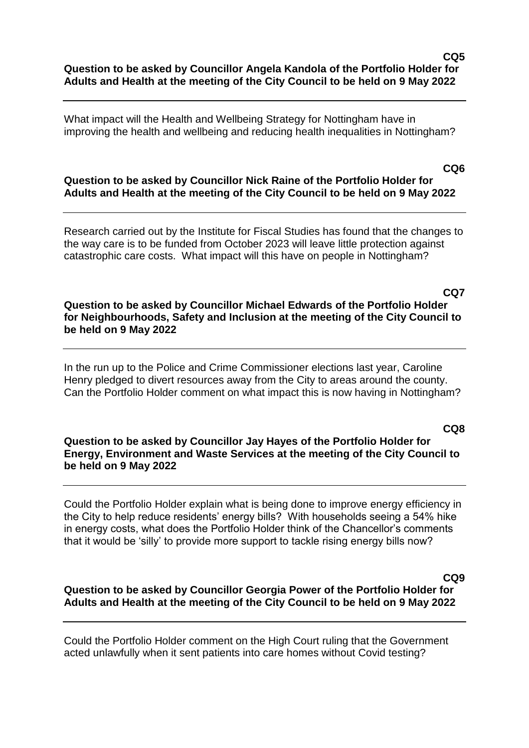**CQ5**

**Question to be asked by Councillor Angela Kandola of the Portfolio Holder for Adults and Health at the meeting of the City Council to be held on 9 May 2022**

---

What impact will the Health and Wellbeing Strategy for Nottingham have in improving the health and wellbeing and reducing health inequalities in Nottingham?

**CQ6**

**Question to be asked by Councillor Nick Raine of the Portfolio Holder for Adults and Health at the meeting of the City Council to be held on 9 May 2022**

---

Research carried out by the Institute for Fiscal Studies has found that the changes to the way care is to be funded from October 2023 will leave little protection against catastrophic care costs. What impact will this have on people in Nottingham?

**CQ7**

**Question to be asked by Councillor Michael Edwards of the Portfolio Holder for Neighbourhoods, Safety and Inclusion at the meeting of the City Council to be held on 9 May 2022**

---

In the run up to the Police and Crime Commissioner elections last year, Caroline Henry pledged to divert resources away from the City to areas around the county. Can the Portfolio Holder comment on what impact this is now having in Nottingham?

**CQ8**

**Question to be asked by Councillor Jay Hayes of the Portfolio Holder for Energy, Environment and Waste Services at the meeting of the City Council to be held on 9 May 2022**

---

Could the Portfolio Holder explain what is being done to improve energy efficiency in the City to help reduce residents' energy bills? With households seeing a 54% hike in energy costs, what does the Portfolio Holder think of the Chancellor's comments that it would be 'silly' to provide more support to tackle rising energy bills now?

**CQ9**

**Question to be asked by Councillor Georgia Power of the Portfolio Holder for Adults and Health at the meeting of the City Council to be held on 9 May 2022**

---

Could the Portfolio Holder comment on the High Court ruling that the Government acted unlawfully when it sent patients into care homes without Covid testing?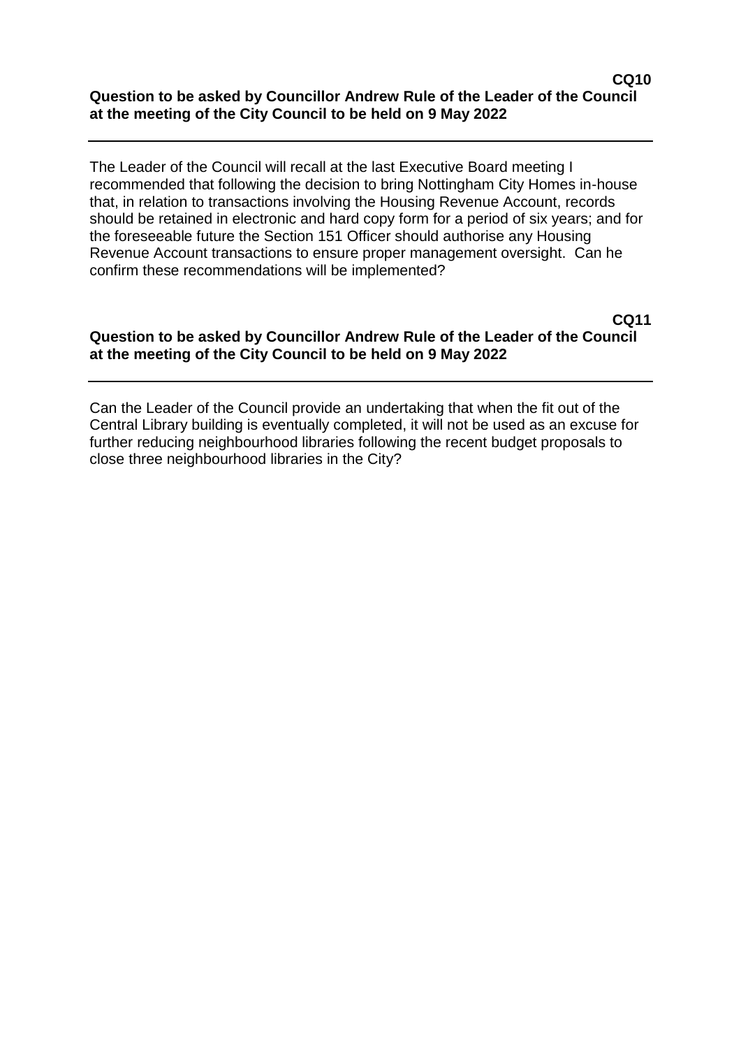**CQ10**

**Question to be asked by Councillor Andrew Rule of the Leader of the Council at the meeting of the City Council to be held on 9 May 2022**

---

The Leader of the Council will recall at the last Executive Board meeting I recommended that following the decision to bring Nottingham City Homes in-house that, in relation to transactions involving the Housing Revenue Account, records should be retained in electronic and hard copy form for a period of six years; and for the foreseeable future the Section 151 Officer should authorise any Housing Revenue Account transactions to ensure proper management oversight. Can he confirm these recommendations will be implemented?

**CQ11**

**Question to be asked by Councillor Andrew Rule of the Leader of the Council at the meeting of the City Council to be held on 9 May 2022**

---

Can the Leader of the Council provide an undertaking that when the fit out of the Central Library building is eventually completed, it will not be used as an excuse for further reducing neighbourhood libraries following the recent budget proposals to close three neighbourhood libraries in the City?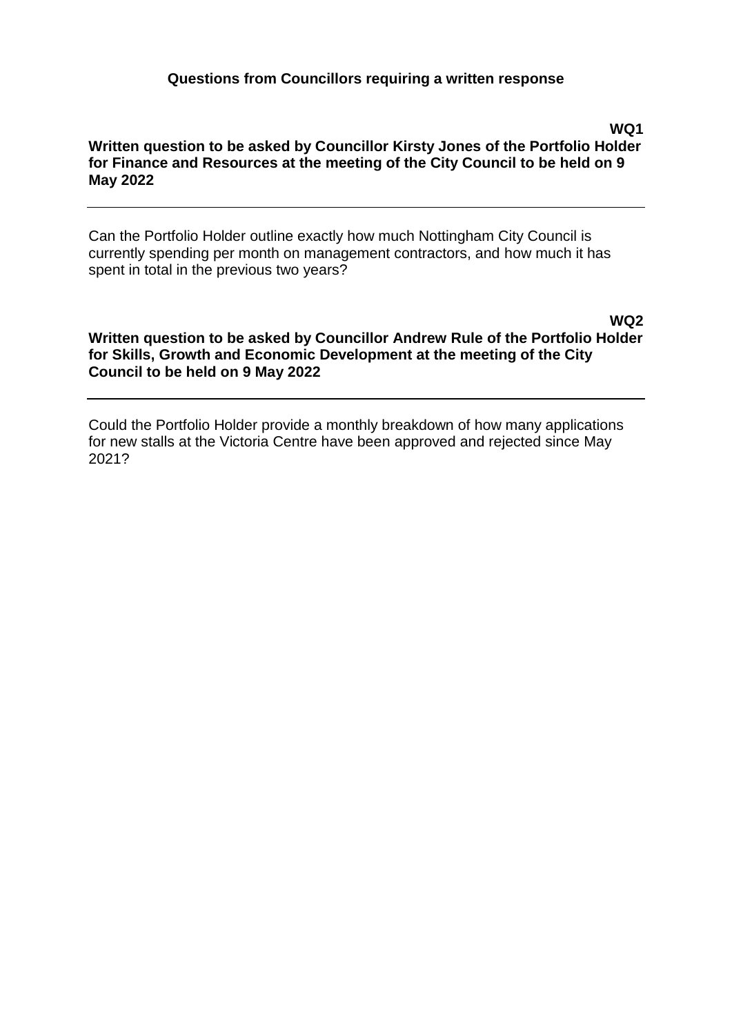## Questions from Councillors requiring a written response

**WQ1**

**Written question to be asked by Councillor Kirsty Jones of the Portfolio Holder for Finance and Resources at the meeting of the City Council to be held on 9 May 2022**

---

Can the Portfolio Holder outline exactly how much Nottingham City Council is currently spending per month on management contractors, and how much it has spent in total in the previous two years?

**WQ2**

**Written question to be asked by Councillor Andrew Rule of the Portfolio Holder for Skills, Growth and Economic Development at the meeting of the City Council to be held on 9 May 2022**

---

Could the Portfolio Holder provide a monthly breakdown of how many applications for new stalls at the Victoria Centre have been approved and rejected since May 2021?